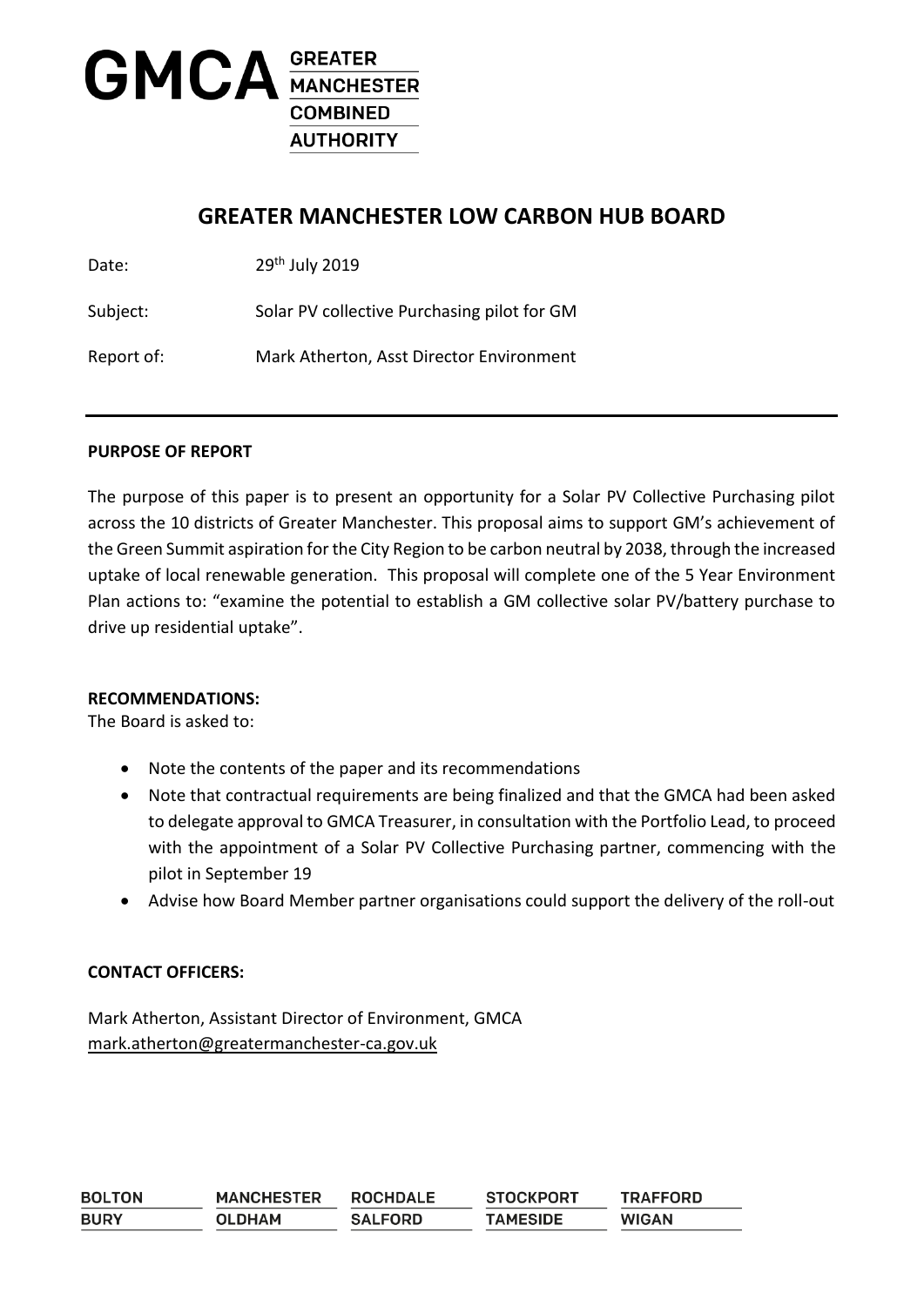GMCA GREATER MANCHESTER COMBINED AUTHORITY

# GREATER MANCHESTER LOW CARBON HUB BOARD

Date: 29th July 2019

Subject: Solar PV collective Purchasing pilot for GM

Report of: Mark Atherton, Asst Director Environment

---

**PURPOSE OF REPORT**

The purpose of this paper is to present an opportunity for a Solar PV Collective Purchasing pilot across the 10 districts of Greater Manchester. This proposal aims to support GM's achievement of the Green Summit aspiration for the City Region to be carbon neutral by 2038, through the increased uptake of local renewable generation. This proposal will complete one of the 5 Year Environment Plan actions to: "examine the potential to establish a GM collective solar PV/battery purchase to drive up residential uptake".

**RECOMMENDATIONS:**

The Board is asked to:

- Note the contents of the paper and its recommendations
- Note that contractual requirements are being finalized and that the GMCA had been asked to delegate approval to GMCA Treasurer, in consultation with the Portfolio Lead, to proceed with the appointment of a Solar PV Collective Purchasing partner, commencing with the pilot in September 19
- Advise how Board Member partner organisations could support the delivery of the roll-out

**CONTACT OFFICERS:**

Mark Atherton, Assistant Director of Environment, GMCA
mark.atherton@greatermanchester-ca.gov.uk

BOLTON MANCHESTER ROCHDALE STOCKPORT TRAFFORD
BURY OLDHAM SALFORD TAMESIDE WIGAN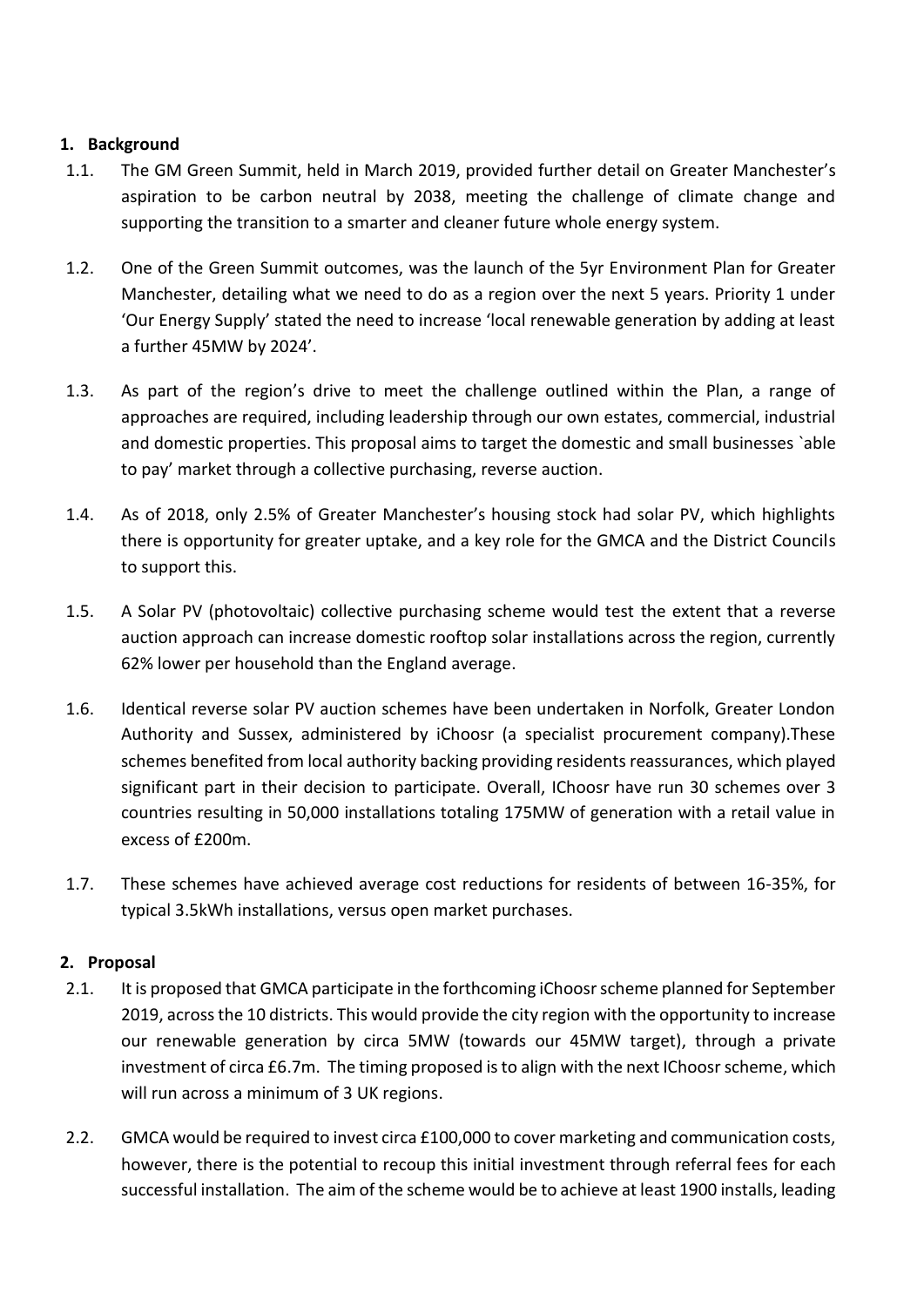## 1. Background

1.1. The GM Green Summit, held in March 2019, provided further detail on Greater Manchester's aspiration to be carbon neutral by 2038, meeting the challenge of climate change and supporting the transition to a smarter and cleaner future whole energy system.

1.2. One of the Green Summit outcomes, was the launch of the 5yr Environment Plan for Greater Manchester, detailing what we need to do as a region over the next 5 years. Priority 1 under 'Our Energy Supply' stated the need to increase 'local renewable generation by adding at least a further 45MW by 2024'.

1.3. As part of the region's drive to meet the challenge outlined within the Plan, a range of approaches are required, including leadership through our own estates, commercial, industrial and domestic properties. This proposal aims to target the domestic and small businesses `able to pay' market through a collective purchasing, reverse auction.

1.4. As of 2018, only 2.5% of Greater Manchester's housing stock had solar PV, which highlights there is opportunity for greater uptake, and a key role for the GMCA and the District Councils to support this.

1.5. A Solar PV (photovoltaic) collective purchasing scheme would test the extent that a reverse auction approach can increase domestic rooftop solar installations across the region, currently 62% lower per household than the England average.

1.6. Identical reverse solar PV auction schemes have been undertaken in Norfolk, Greater London Authority and Sussex, administered by iChoosr (a specialist procurement company).These schemes benefited from local authority backing providing residents reassurances, which played significant part in their decision to participate. Overall, IChoosr have run 30 schemes over 3 countries resulting in 50,000 installations totaling 175MW of generation with a retail value in excess of £200m.

1.7. These schemes have achieved average cost reductions for residents of between 16-35%, for typical 3.5kWh installations, versus open market purchases.

## 2. Proposal

2.1. It is proposed that GMCA participate in the forthcoming iChoosr scheme planned for September 2019, across the 10 districts. This would provide the city region with the opportunity to increase our renewable generation by circa 5MW (towards our 45MW target), through a private investment of circa £6.7m. The timing proposed is to align with the next IChoosr scheme, which will run across a minimum of 3 UK regions.

2.2. GMCA would be required to invest circa £100,000 to cover marketing and communication costs, however, there is the potential to recoup this initial investment through referral fees for each successful installation. The aim of the scheme would be to achieve at least 1900 installs, leading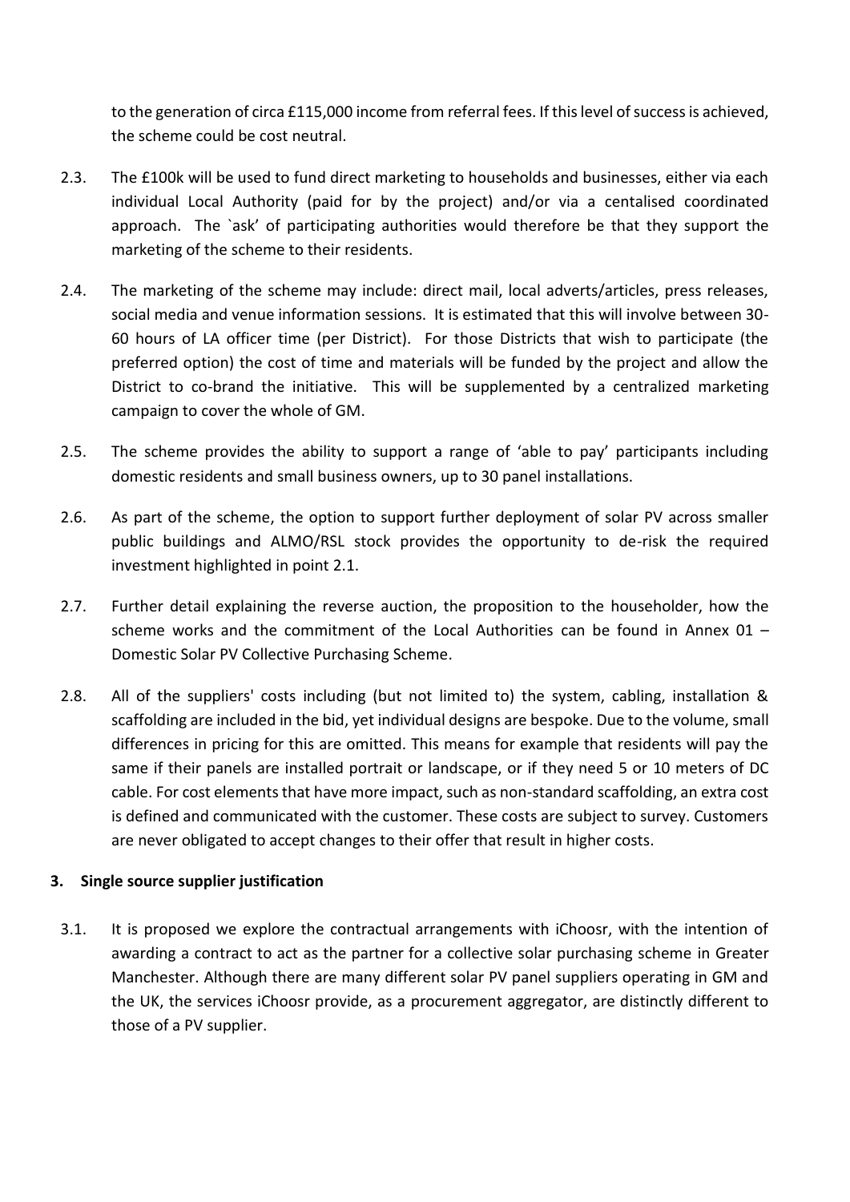to the generation of circa £115,000 income from referral fees. If this level of success is achieved, the scheme could be cost neutral.

2.3. The £100k will be used to fund direct marketing to households and businesses, either via each individual Local Authority (paid for by the project) and/or via a centalised coordinated approach. The `ask' of participating authorities would therefore be that they support the marketing of the scheme to their residents.

2.4. The marketing of the scheme may include: direct mail, local adverts/articles, press releases, social media and venue information sessions. It is estimated that this will involve between 30-60 hours of LA officer time (per District). For those Districts that wish to participate (the preferred option) the cost of time and materials will be funded by the project and allow the District to co-brand the initiative. This will be supplemented by a centralized marketing campaign to cover the whole of GM.

2.5. The scheme provides the ability to support a range of 'able to pay' participants including domestic residents and small business owners, up to 30 panel installations.

2.6. As part of the scheme, the option to support further deployment of solar PV across smaller public buildings and ALMO/RSL stock provides the opportunity to de-risk the required investment highlighted in point 2.1.

2.7. Further detail explaining the reverse auction, the proposition to the householder, how the scheme works and the commitment of the Local Authorities can be found in Annex 01 – Domestic Solar PV Collective Purchasing Scheme.

2.8. All of the suppliers' costs including (but not limited to) the system, cabling, installation & scaffolding are included in the bid, yet individual designs are bespoke. Due to the volume, small differences in pricing for this are omitted. This means for example that residents will pay the same if their panels are installed portrait or landscape, or if they need 5 or 10 meters of DC cable. For cost elements that have more impact, such as non-standard scaffolding, an extra cost is defined and communicated with the customer. These costs are subject to survey. Customers are never obligated to accept changes to their offer that result in higher costs.

## 3. Single source supplier justification

3.1. It is proposed we explore the contractual arrangements with iChoosr, with the intention of awarding a contract to act as the partner for a collective solar purchasing scheme in Greater Manchester. Although there are many different solar PV panel suppliers operating in GM and the UK, the services iChoosr provide, as a procurement aggregator, are distinctly different to those of a PV supplier.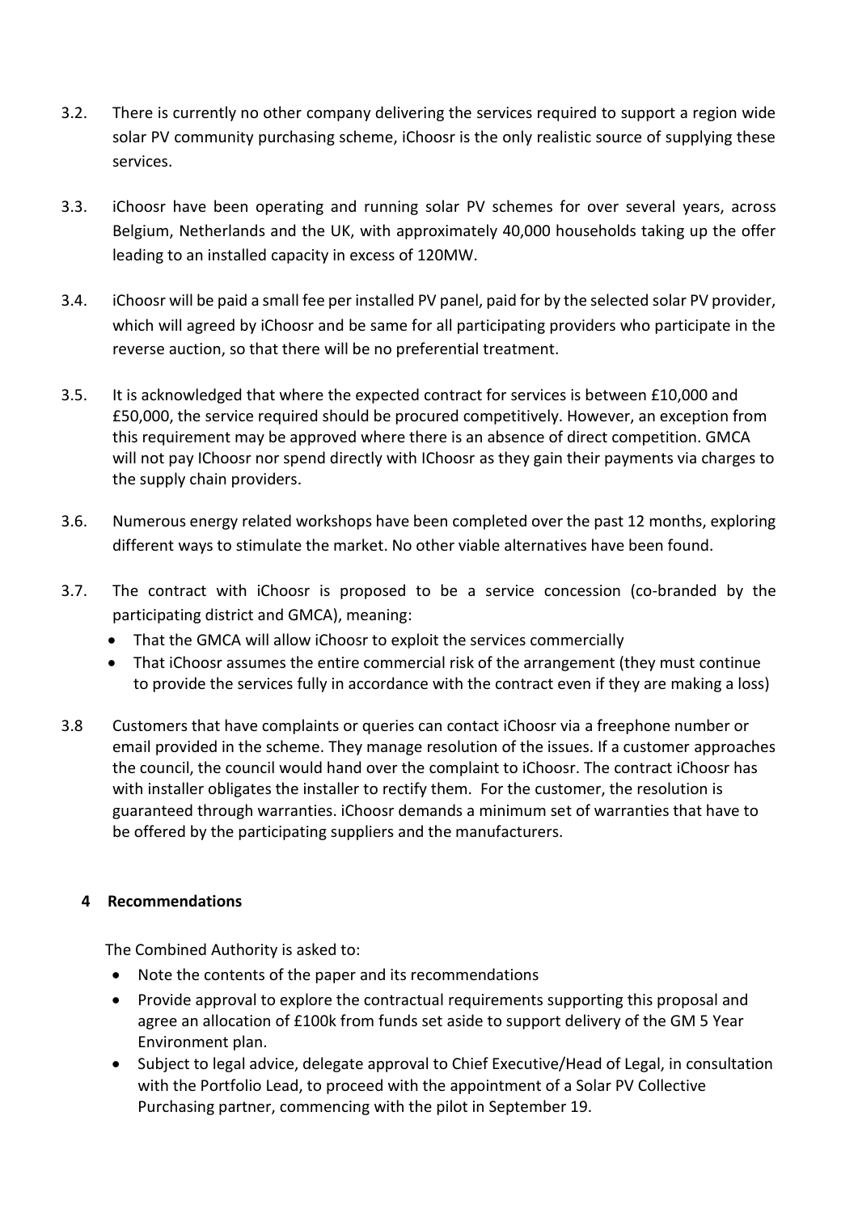3.2. There is currently no other company delivering the services required to support a region wide solar PV community purchasing scheme, iChoosr is the only realistic source of supplying these services.

3.3. iChoosr have been operating and running solar PV schemes for over several years, across Belgium, Netherlands and the UK, with approximately 40,000 households taking up the offer leading to an installed capacity in excess of 120MW.

3.4. iChoosr will be paid a small fee per installed PV panel, paid for by the selected solar PV provider, which will agreed by iChoosr and be same for all participating providers who participate in the reverse auction, so that there will be no preferential treatment.

3.5. It is acknowledged that where the expected contract for services is between £10,000 and £50,000, the service required should be procured competitively. However, an exception from this requirement may be approved where there is an absence of direct competition. GMCA will not pay IChoosr nor spend directly with IChoosr as they gain their payments via charges to the supply chain providers.

3.6. Numerous energy related workshops have been completed over the past 12 months, exploring different ways to stimulate the market. No other viable alternatives have been found.

3.7. The contract with iChoosr is proposed to be a service concession (co-branded by the participating district and GMCA), meaning:

- That the GMCA will allow iChoosr to exploit the services commercially
- That iChoosr assumes the entire commercial risk of the arrangement (they must continue to provide the services fully in accordance with the contract even if they are making a loss)

3.8 Customers that have complaints or queries can contact iChoosr via a freephone number or email provided in the scheme. They manage resolution of the issues. If a customer approaches the council, the council would hand over the complaint to iChoosr. The contract iChoosr has with installer obligates the installer to rectify them. For the customer, the resolution is guaranteed through warranties. iChoosr demands a minimum set of warranties that have to be offered by the participating suppliers and the manufacturers.

## 4 Recommendations

The Combined Authority is asked to:

- Note the contents of the paper and its recommendations
- Provide approval to explore the contractual requirements supporting this proposal and agree an allocation of £100k from funds set aside to support delivery of the GM 5 Year Environment plan.
- Subject to legal advice, delegate approval to Chief Executive/Head of Legal, in consultation with the Portfolio Lead, to proceed with the appointment of a Solar PV Collective Purchasing partner, commencing with the pilot in September 19.